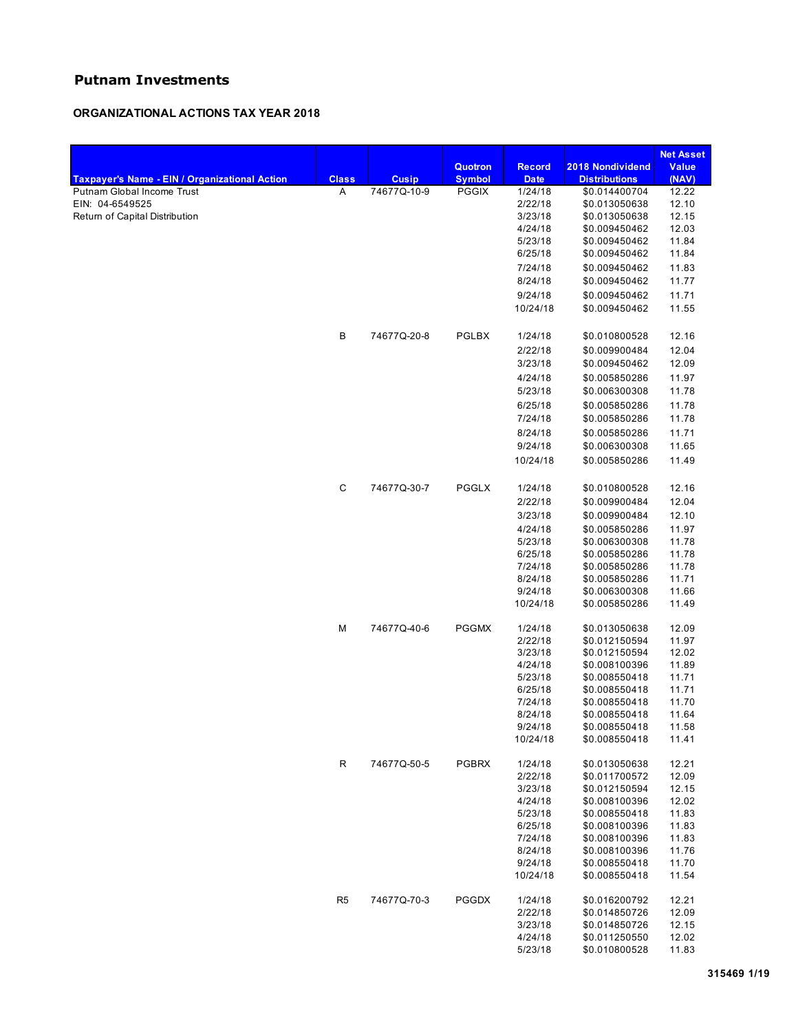# Putnam Investments

## ORGANIZATIONAL ACTIONS TAX YEAR 2018

| Taxpayer's Name - EIN / Organizational Action | Class | Cusip | Quotron Symbol | Record Date | 2018 Nondividend Distributions | Net Asset Value (NAV) |
|---|---|---|---|---|---|---|
| Putnam Global Income Trust | A | 74677Q-10-9 | PGGIX | 1/24/18 | $0.014400704 | 12.22 |
| EIN: 04-6549525 | | | | 2/22/18 | $0.013050638 | 12.10 |
| Return of Capital Distribution | | | | 3/23/18 | $0.013050638 | 12.15 |
| | | | | 4/24/18 | $0.009450462 | 12.03 |
| | | | | 5/23/18 | $0.009450462 | 11.84 |
| | | | | 6/25/18 | $0.009450462 | 11.84 |
| | | | | 7/24/18 | $0.009450462 | 11.83 |
| | | | | 8/24/18 | $0.009450462 | 11.77 |
| | | | | 9/24/18 | $0.009450462 | 11.71 |
| | | | | 10/24/18 | $0.009450462 | 11.55 |
| | B | 74677Q-20-8 | PGLBX | 1/24/18 | $0.010800528 | 12.16 |
| | | | | 2/22/18 | $0.009900484 | 12.04 |
| | | | | 3/23/18 | $0.009450462 | 12.09 |
| | | | | 4/24/18 | $0.005850286 | 11.97 |
| | | | | 5/23/18 | $0.006300308 | 11.78 |
| | | | | 6/25/18 | $0.005850286 | 11.78 |
| | | | | 7/24/18 | $0.005850286 | 11.78 |
| | | | | 8/24/18 | $0.005850286 | 11.71 |
| | | | | 9/24/18 | $0.006300308 | 11.65 |
| | | | | 10/24/18 | $0.005850286 | 11.49 |
| | C | 74677Q-30-7 | PGGLX | 1/24/18 | $0.010800528 | 12.16 |
| | | | | 2/22/18 | $0.009900484 | 12.04 |
| | | | | 3/23/18 | $0.009900484 | 12.10 |
| | | | | 4/24/18 | $0.005850286 | 11.97 |
| | | | | 5/23/18 | $0.006300308 | 11.78 |
| | | | | 6/25/18 | $0.005850286 | 11.78 |
| | | | | 7/24/18 | $0.005850286 | 11.78 |
| | | | | 8/24/18 | $0.005850286 | 11.71 |
| | | | | 9/24/18 | $0.006300308 | 11.66 |
| | | | | 10/24/18 | $0.005850286 | 11.49 |
| | M | 74677Q-40-6 | PGGMX | 1/24/18 | $0.013050638 | 12.09 |
| | | | | 2/22/18 | $0.012150594 | 11.97 |
| | | | | 3/23/18 | $0.012150594 | 12.02 |
| | | | | 4/24/18 | $0.008100396 | 11.89 |
| | | | | 5/23/18 | $0.008550418 | 11.71 |
| | | | | 6/25/18 | $0.008550418 | 11.71 |
| | | | | 7/24/18 | $0.008550418 | 11.70 |
| | | | | 8/24/18 | $0.008550418 | 11.64 |
| | | | | 9/24/18 | $0.008550418 | 11.58 |
| | | | | 10/24/18 | $0.008550418 | 11.41 |
| | R | 74677Q-50-5 | PGBRX | 1/24/18 | $0.013050638 | 12.21 |
| | | | | 2/22/18 | $0.011700572 | 12.09 |
| | | | | 3/23/18 | $0.012150594 | 12.15 |
| | | | | 4/24/18 | $0.008100396 | 12.02 |
| | | | | 5/23/18 | $0.008550418 | 11.83 |
| | | | | 6/25/18 | $0.008100396 | 11.83 |
| | | | | 7/24/18 | $0.008100396 | 11.83 |
| | | | | 8/24/18 | $0.008100396 | 11.76 |
| | | | | 9/24/18 | $0.008550418 | 11.70 |
| | | | | 10/24/18 | $0.008550418 | 11.54 |
| | R5 | 74677Q-70-3 | PGGDX | 1/24/18 | $0.016200792 | 12.21 |
| | | | | 2/22/18 | $0.014850726 | 12.09 |
| | | | | 3/23/18 | $0.014850726 | 12.15 |
| | | | | 4/24/18 | $0.011250550 | 12.02 |
| | | | | 5/23/18 | $0.010800528 | 11.83 |

315469 1/19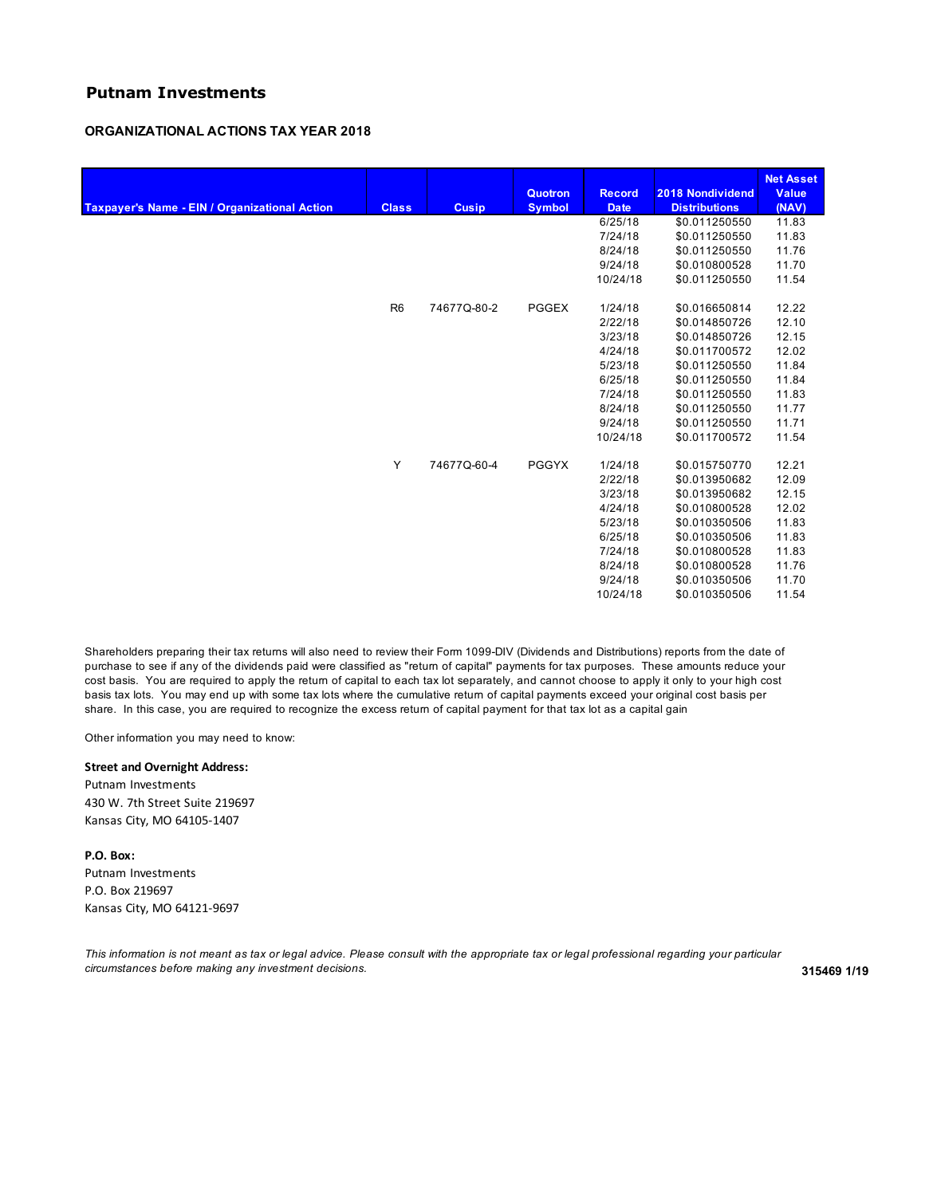# Putnam Investments

## ORGANIZATIONAL ACTIONS TAX YEAR 2018

| Taxpayer's Name - EIN / Organizational Action | Class | Cusip | Quotron Symbol | Record Date | 2018 Nondividend Distributions | Net Asset Value (NAV) |
|---|---|---|---|---|---|---|
| | | | | 6/25/18 | $0.011250550 | 11.83 |
| | | | | 7/24/18 | $0.011250550 | 11.83 |
| | | | | 8/24/18 | $0.011250550 | 11.76 |
| | | | | 9/24/18 | $0.010800528 | 11.70 |
| | | | | 10/24/18 | $0.011250550 | 11.54 |
| | R6 | 74677Q-80-2 | PGGEX | 1/24/18 | $0.016650814 | 12.22 |
| | | | | 2/22/18 | $0.014850726 | 12.10 |
| | | | | 3/23/18 | $0.014850726 | 12.15 |
| | | | | 4/24/18 | $0.011700572 | 12.02 |
| | | | | 5/23/18 | $0.011250550 | 11.84 |
| | | | | 6/25/18 | $0.011250550 | 11.84 |
| | | | | 7/24/18 | $0.011250550 | 11.83 |
| | | | | 8/24/18 | $0.011250550 | 11.77 |
| | | | | 9/24/18 | $0.011250550 | 11.71 |
| | | | | 10/24/18 | $0.011700572 | 11.54 |
| | Y | 74677Q-60-4 | PGGYX | 1/24/18 | $0.015750770 | 12.21 |
| | | | | 2/22/18 | $0.013950682 | 12.09 |
| | | | | 3/23/18 | $0.013950682 | 12.15 |
| | | | | 4/24/18 | $0.010800528 | 12.02 |
| | | | | 5/23/18 | $0.010350506 | 11.83 |
| | | | | 6/25/18 | $0.010350506 | 11.83 |
| | | | | 7/24/18 | $0.010800528 | 11.83 |
| | | | | 8/24/18 | $0.010800528 | 11.76 |
| | | | | 9/24/18 | $0.010350506 | 11.70 |
| | | | | 10/24/18 | $0.010350506 | 11.54 |

Shareholders preparing their tax returns will also need to review their Form 1099-DIV (Dividends and Distributions) reports from the date of purchase to see if any of the dividends paid were classified as "return of capital" payments for tax purposes. These amounts reduce your cost basis. You are required to apply the return of capital to each tax lot separately, and cannot choose to apply it only to your high cost basis tax lots. You may end up with some tax lots where the cumulative return of capital payments exceed your original cost basis per share. In this case, you are required to recognize the excess return of capital payment for that tax lot as a capital gain

Other information you may need to know:

**Street and Overnight Address:**
Putnam Investments
430 W. 7th Street Suite 219697
Kansas City, MO 64105-1407

**P.O. Box:**
Putnam Investments
P.O. Box 219697
Kansas City, MO 64121-9697

*This information is not meant as tax or legal advice. Please consult with the appropriate tax or legal professional regarding your particular circumstances before making any investment decisions.*

**315469 1/19**